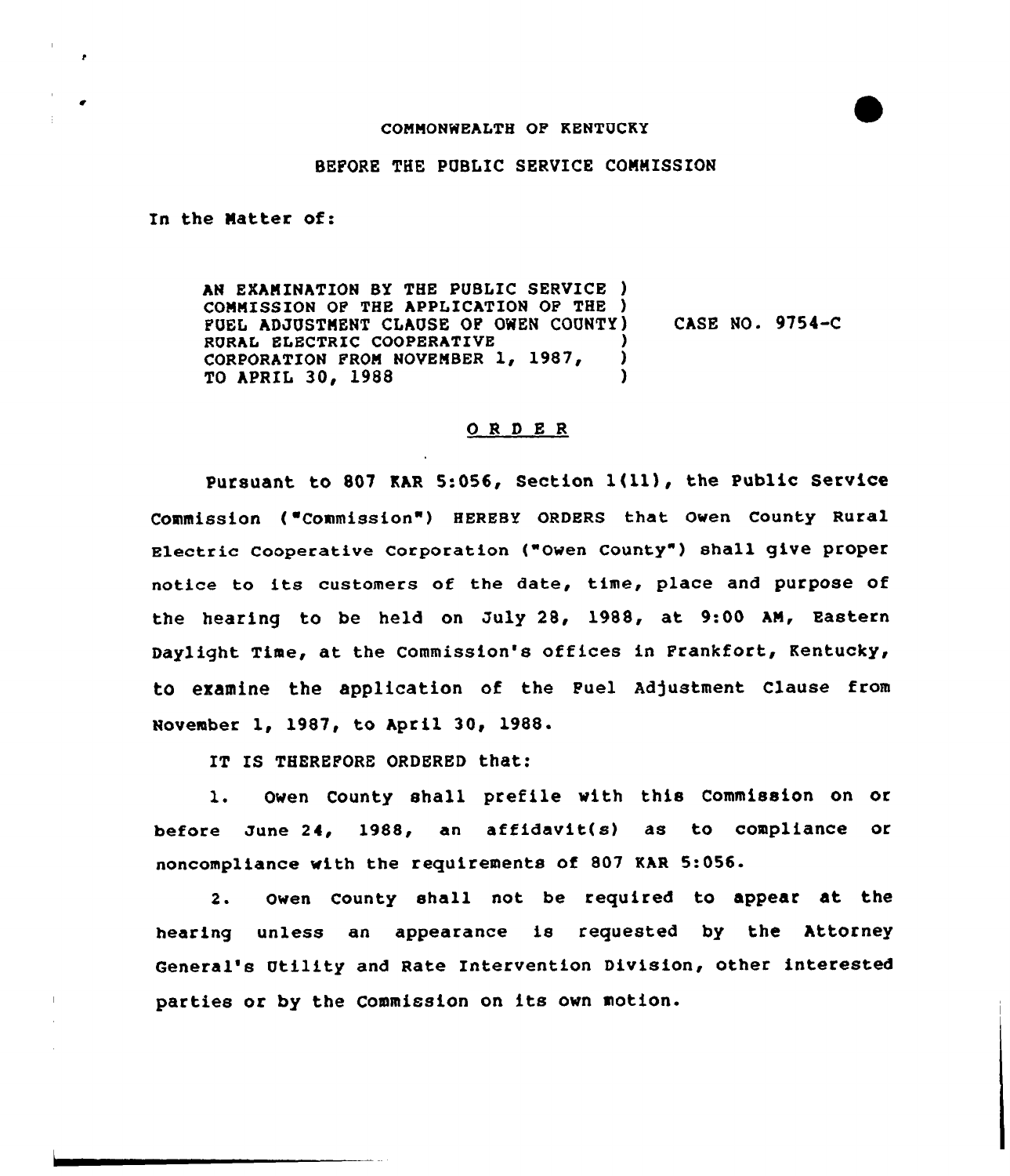COMMONWEALTH OF KENTUCKY

BEFORE THE PUBLIC SERVICE COMMISSION

In the Matter of:

AN EXAMINATION BY THE PUBLIC SERVICE COMMISSION OF THE APPLICATION OF THE FUEL ADJUSTMENT CLAUSE OF OWEN COUNTY RURAL ELECTRIC COOPERATIVE CORPORATION FROM NOVEMBER 1, 1987, TO APRIL 30, 1988 ) CASE NO. 9754-C

## O R D E R

Pursuant to 807 KAR 5:056, Section 1(11), the Public Service Commission ("Commission") HEREBY ORDERS that Owen County Rural Electric Cooperative Corporation ("Owen County") shall give proper notice to its customers of the date, time, place and purpose of the hearing to be held on July 28, 1988, at 9:00 AM, Eastern Daylight Time, at the Commission's offices in Frankfort, Kentucky, to examine the application of the Fuel Adjustment Clause from November 1, 1987, to April 30, 1988.

IT IS THEREFORE ORDERED that:

1. Owen County shall prefile with this Commission on or before June 24, 1988, an affidavit(s) as to compliance or noncompliance with the requirements of 807 KAR 5:056.

2. Owen County shall not be required to appear at the hearing unless an appearance is requested by the Attorney General's Utility and Rate Intervention Division, other interested parties or by the Commission on its own motion.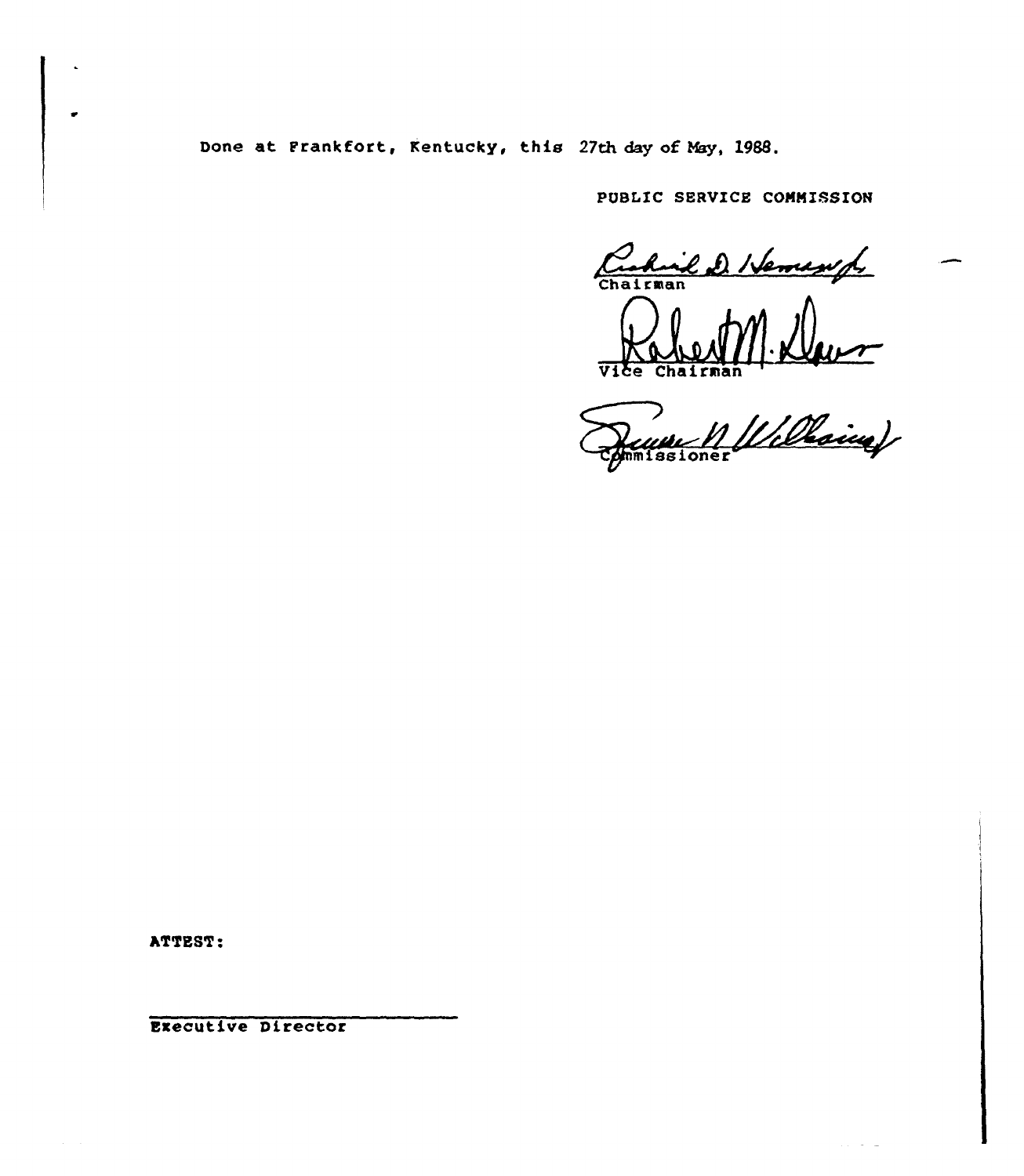Done at Frankfort, Kentucky, this 27th day of May, 1988.

PUBLIC SERVICE COMMISSION

Chairman

Vice Chairman

Commissioner

ATTEST:

Executive Director